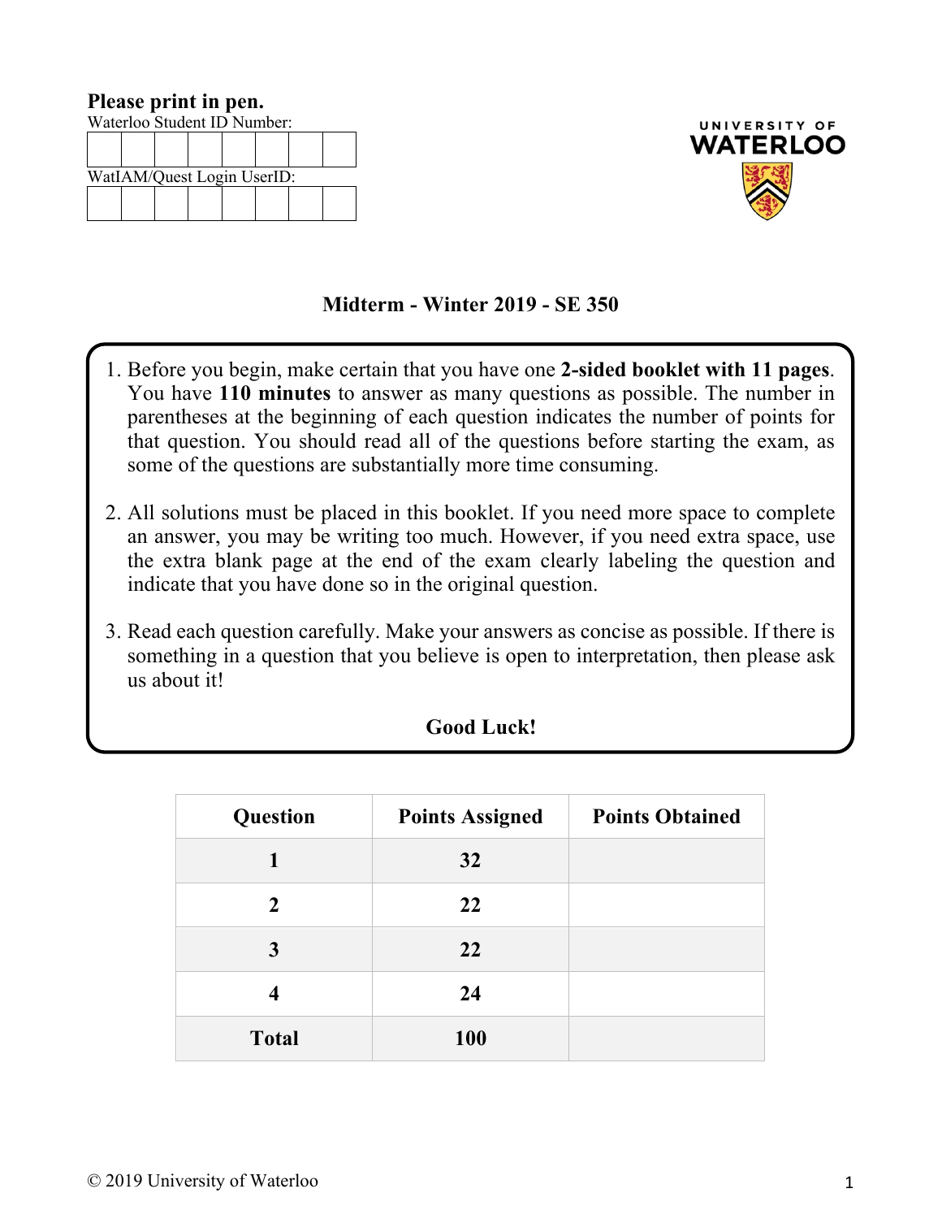**Please print in pen.**

Waterloo Student ID Number:

| | | | | | | | |
|---|---|---|---|---|---|---|---|
| | | | | | | | |

WatIAM/Quest Login UserID:

| | | | | | | | |
|---|---|---|---|---|---|---|---|
| | | | | | | | |

UNIVERSITY OF WATERLOO

# Midterm - Winter 2019 - SE 350

1. Before you begin, make certain that you have one **2-sided booklet with 11 pages**. You have **110 minutes** to answer as many questions as possible. The number in parentheses at the beginning of each question indicates the number of points for that question. You should read all of the questions before starting the exam, as some of the questions are substantially more time consuming.

2. All solutions must be placed in this booklet. If you need more space to complete an answer, you may be writing too much. However, if you need extra space, use the extra blank page at the end of the exam clearly labeling the question and indicate that you have done so in the original question.

3. Read each question carefully. Make your answers as concise as possible. If there is something in a question that you believe is open to interpretation, then please ask us about it!

**Good Luck!**

| Question | Points Assigned | Points Obtained |
|---|---|---|
| **1** | **32** | |
| **2** | **22** | |
| **3** | **22** | |
| **4** | **24** | |
| **Total** | **100** | |

© 2019 University of Waterloo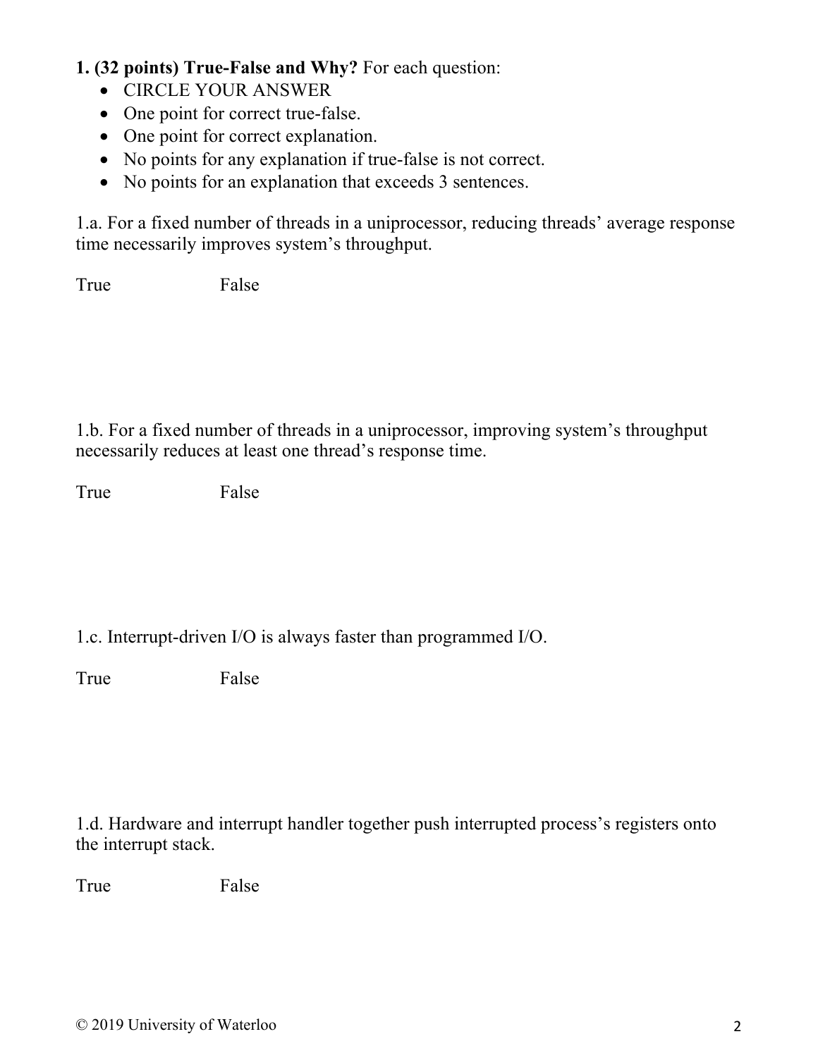**1. (32 points) True-False and Why?** For each question:

- CIRCLE YOUR ANSWER
- One point for correct true-false.
- One point for correct explanation.
- No points for any explanation if true-false is not correct.
- No points for an explanation that exceeds 3 sentences.

1.a. For a fixed number of threads in a uniprocessor, reducing threads' average response time necessarily improves system's throughput.

True False

1.b. For a fixed number of threads in a uniprocessor, improving system's throughput necessarily reduces at least one thread's response time.

True False

1.c. Interrupt-driven I/O is always faster than programmed I/O.

True False

1.d. Hardware and interrupt handler together push interrupted process's registers onto the interrupt stack.

True False

© 2019 University of Waterloo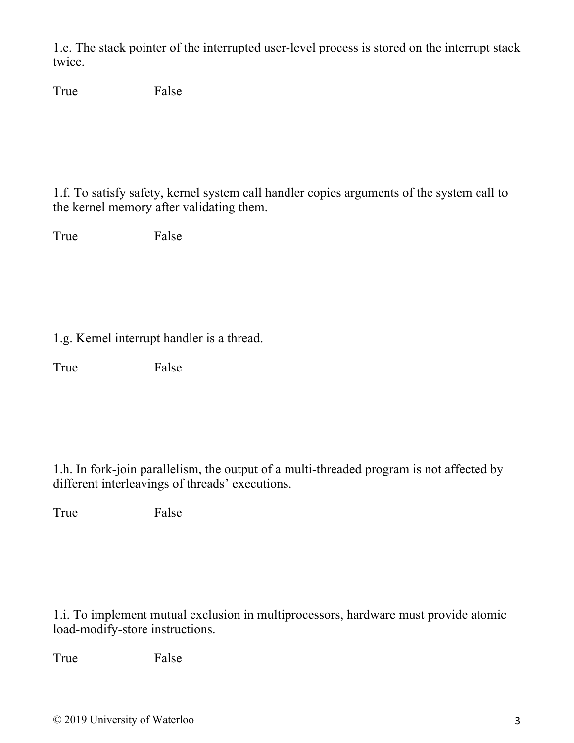1.e. The stack pointer of the interrupted user-level process is stored on the interrupt stack twice.

True False

1.f. To satisfy safety, kernel system call handler copies arguments of the system call to the kernel memory after validating them.

True False

1.g. Kernel interrupt handler is a thread.

True False

1.h. In fork-join parallelism, the output of a multi-threaded program is not affected by different interleavings of threads' executions.

True False

1.i. To implement mutual exclusion in multiprocessors, hardware must provide atomic load-modify-store instructions.

True False

© 2019 University of Waterloo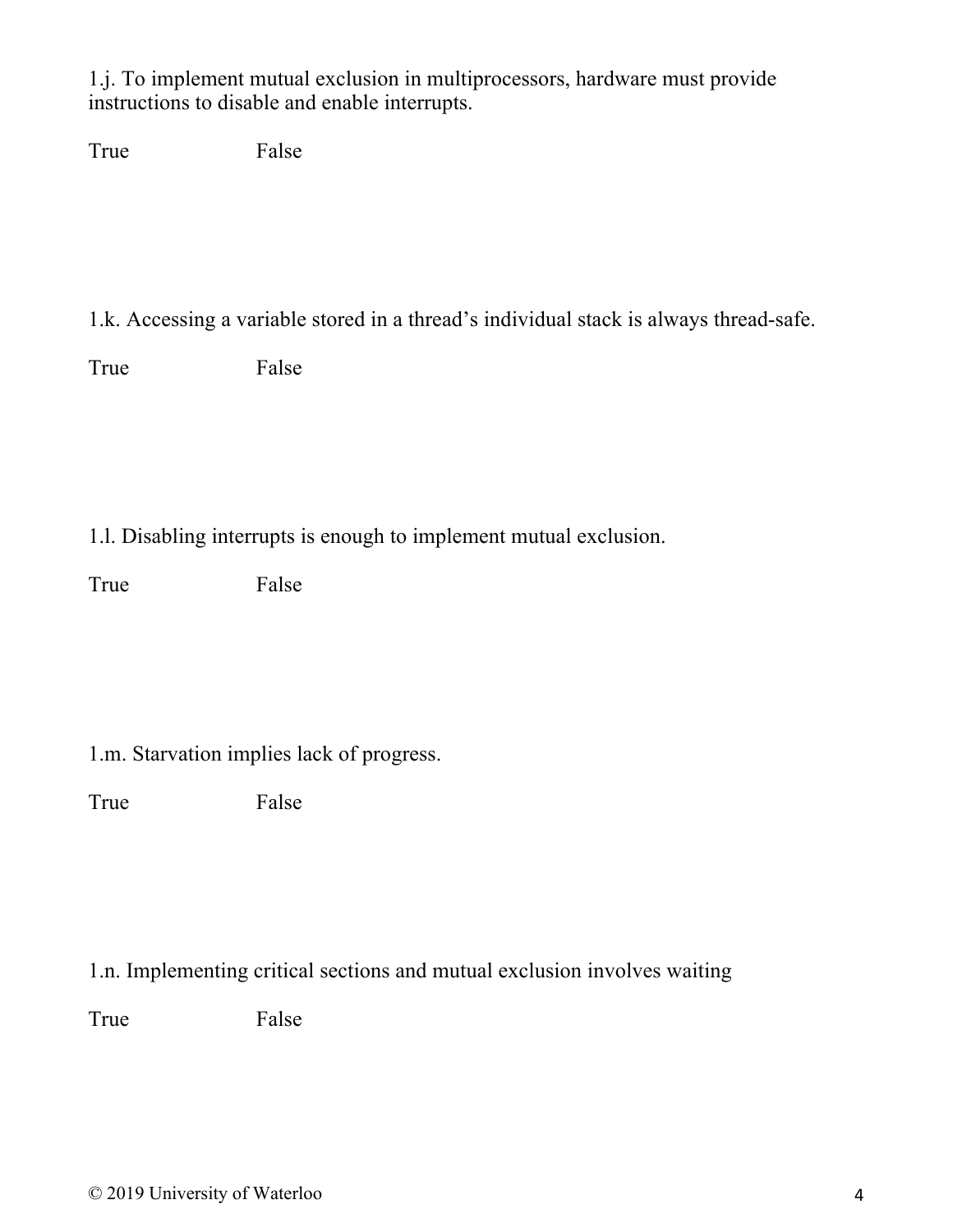1.j. To implement mutual exclusion in multiprocessors, hardware must provide instructions to disable and enable interrupts.

True False

1.k. Accessing a variable stored in a thread's individual stack is always thread-safe.

True False

1.l. Disabling interrupts is enough to implement mutual exclusion.

True False

1.m. Starvation implies lack of progress.

True False

1.n. Implementing critical sections and mutual exclusion involves waiting

True False

© 2019 University of Waterloo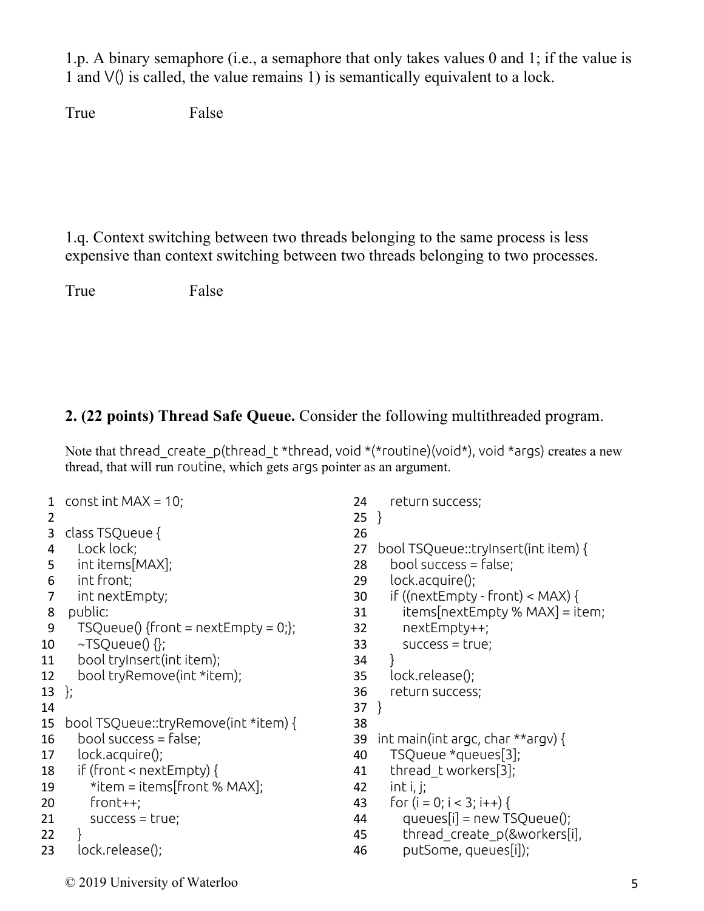1.p. A binary semaphore (i.e., a semaphore that only takes values 0 and 1; if the value is 1 and V() is called, the value remains 1) is semantically equivalent to a lock.

True False

1.q. Context switching between two threads belonging to the same process is less expensive than context switching between two threads belonging to two processes.

True False

**2. (22 points) Thread Safe Queue.** Consider the following multithreaded program.

Note that thread_create_p(thread_t *thread, void *(*routine)(void*), void *args) creates a new thread, that will run routine, which gets args pointer as an argument.

```
1  const int MAX = 10;
2
3  class TSQueue {
4    Lock lock;
5    int items[MAX];
6    int front;
7    int nextEmpty;
8   public:
9    TSQueue() {front = nextEmpty = 0;};
10   ~TSQueue() {};
11   bool tryInsert(int item);
12   bool tryRemove(int *item);
13 };
14
15 bool TSQueue::tryRemove(int *item) {
16   bool success = false;
17   lock.acquire();
18   if (front < nextEmpty) {
19     *item = items[front % MAX];
20     front++;
21     success = true;
22   }
23   lock.release();
24   return success;
25 }
26
27 bool TSQueue::tryInsert(int item) {
28   bool success = false;
29   lock.acquire();
30   if ((nextEmpty - front) < MAX) {
31     items[nextEmpty % MAX] = item;
32     nextEmpty++;
33     success = true;
34   }
35   lock.release();
36   return success;
37 }
38
39 int main(int argc, char **argv) {
40   TSQueue *queues[3];
41   thread_t workers[3];
42   int i, j;
43   for (i = 0; i < 3; i++) {
44     queues[i] = new TSQueue();
45     thread_create_p(&workers[i],
46       putSome, queues[i]);
```

© 2019 University of Waterloo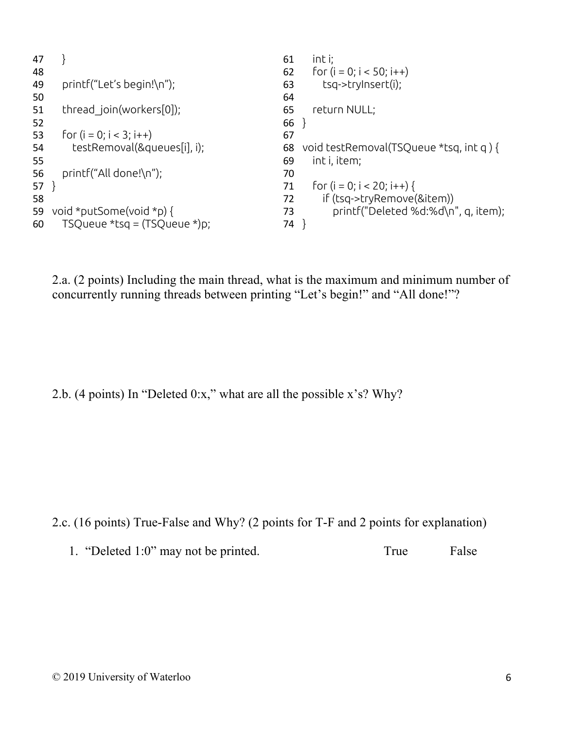```
47    }
48
49    printf("Let's begin!\n");
50
51    thread_join(workers[0]);
52
53    for (i = 0; i < 3; i++)
54       testRemoval(&queues[i], i);
55
56    printf("All done!\n");
57 }
58
59 void *putSome(void *p) {
60    TSQueue *tsq = (TSQueue *)p;
61    int i;
62    for (i = 0; i < 50; i++)
63       tsq->tryInsert(i);
64
65    return NULL;
66 }
67
68 void testRemoval(TSQueue *tsq, int q ) {
69    int i, item;
70
71    for (i = 0; i < 20; i++) {
72       if (tsq->tryRemove(&item))
73          printf("Deleted %d:%d\n", q, item);
74 }
```

2.a. (2 points) Including the main thread, what is the maximum and minimum number of concurrently running threads between printing "Let's begin!" and "All done!"?

2.b. (4 points) In "Deleted 0:x," what are all the possible x's? Why?

2.c. (16 points) True-False and Why? (2 points for T-F and 2 points for explanation)

1. "Deleted 1:0" may not be printed. True False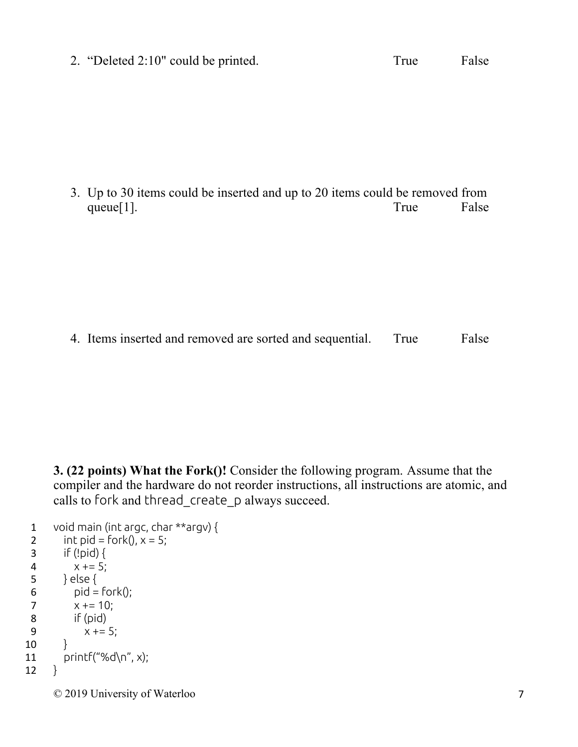2. “Deleted 2:10" could be printed. True False

3. Up to 30 items could be inserted and up to 20 items could be removed from queue[1]. True False

4. Items inserted and removed are sorted and sequential. True False

**3. (22 points) What the Fork()!** Consider the following program. Assume that the compiler and the hardware do not reorder instructions, all instructions are atomic, and calls to `fork` and `thread_create_p` always succeed.

```
1   void main (int argc, char **argv) {
2      int pid = fork(), x = 5;
3      if (!pid) {
4         x += 5;
5      } else {
6         pid = fork();
7         x += 10;
8         if (pid)
9            x += 5;
10     }
11     printf("%d\n", x);
12  }
```

© 2019 University of Waterloo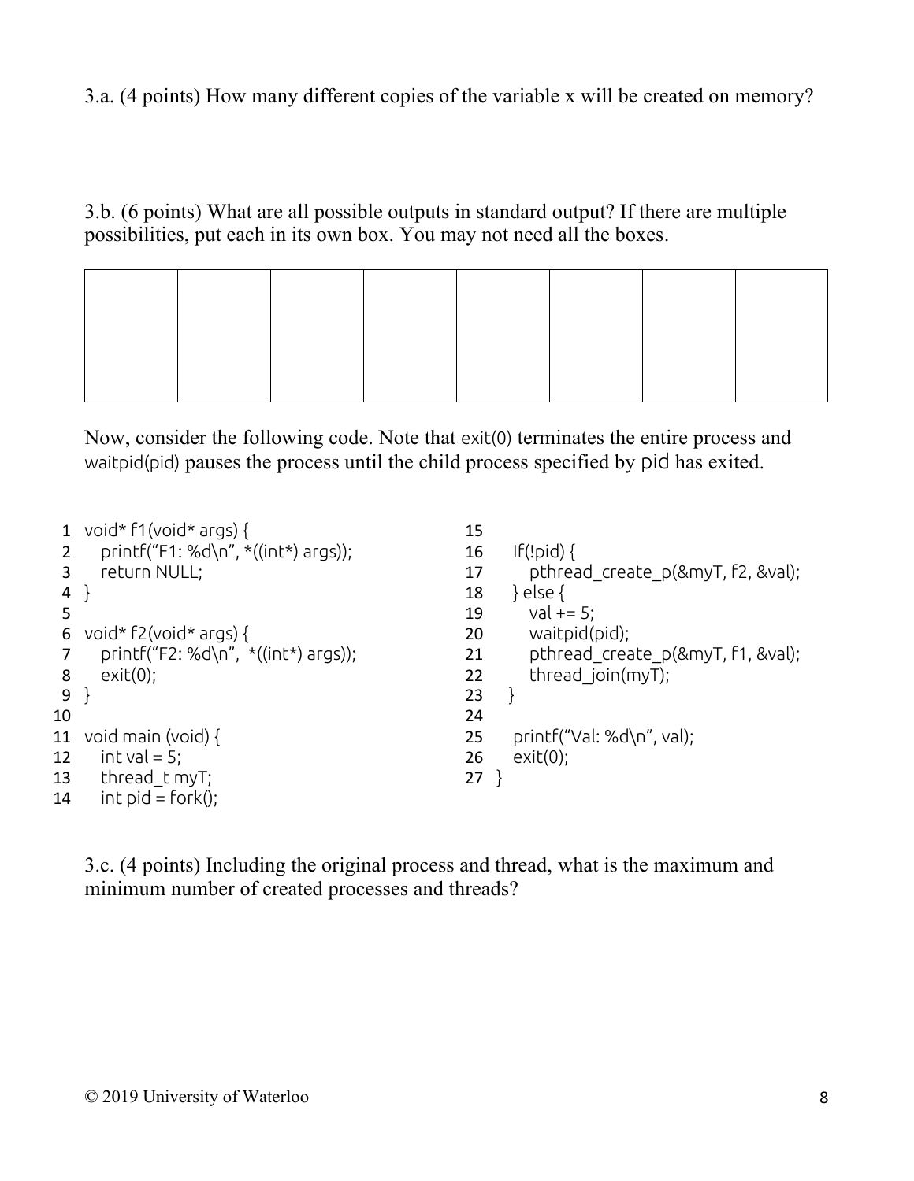3.a. (4 points) How many different copies of the variable x will be created on memory?

3.b. (6 points) What are all possible outputs in standard output? If there are multiple possibilities, put each in its own box. You may not need all the boxes.

| | | | | | | | |
|---|---|---|---|---|---|---|---|
| | | | | | | | |

Now, consider the following code. Note that exit(0) terminates the entire process and waitpid(pid) pauses the process until the child process specified by pid has exited.

```
1  void* f1(void* args) {
2     printf("F1: %d\n", *((int*) args));
3     return NULL;
4  }
5
6  void* f2(void* args) {
7     printf("F2: %d\n",  *((int*) args));
8     exit(0);
9  }
10
11 void main (void) {
12    int val = 5;
13    thread_t myT;
14    int pid = fork();
15
16    If(!pid) {
17       pthread_create_p(&myT, f2, &val);
18    } else {
19       val += 5;
20       waitpid(pid);
21       pthread_create_p(&myT, f1, &val);
22       thread_join(myT);
23    }
24
25    printf("Val: %d\n", val);
26    exit(0);
27 }
```

3.c. (4 points) Including the original process and thread, what is the maximum and minimum number of created processes and threads?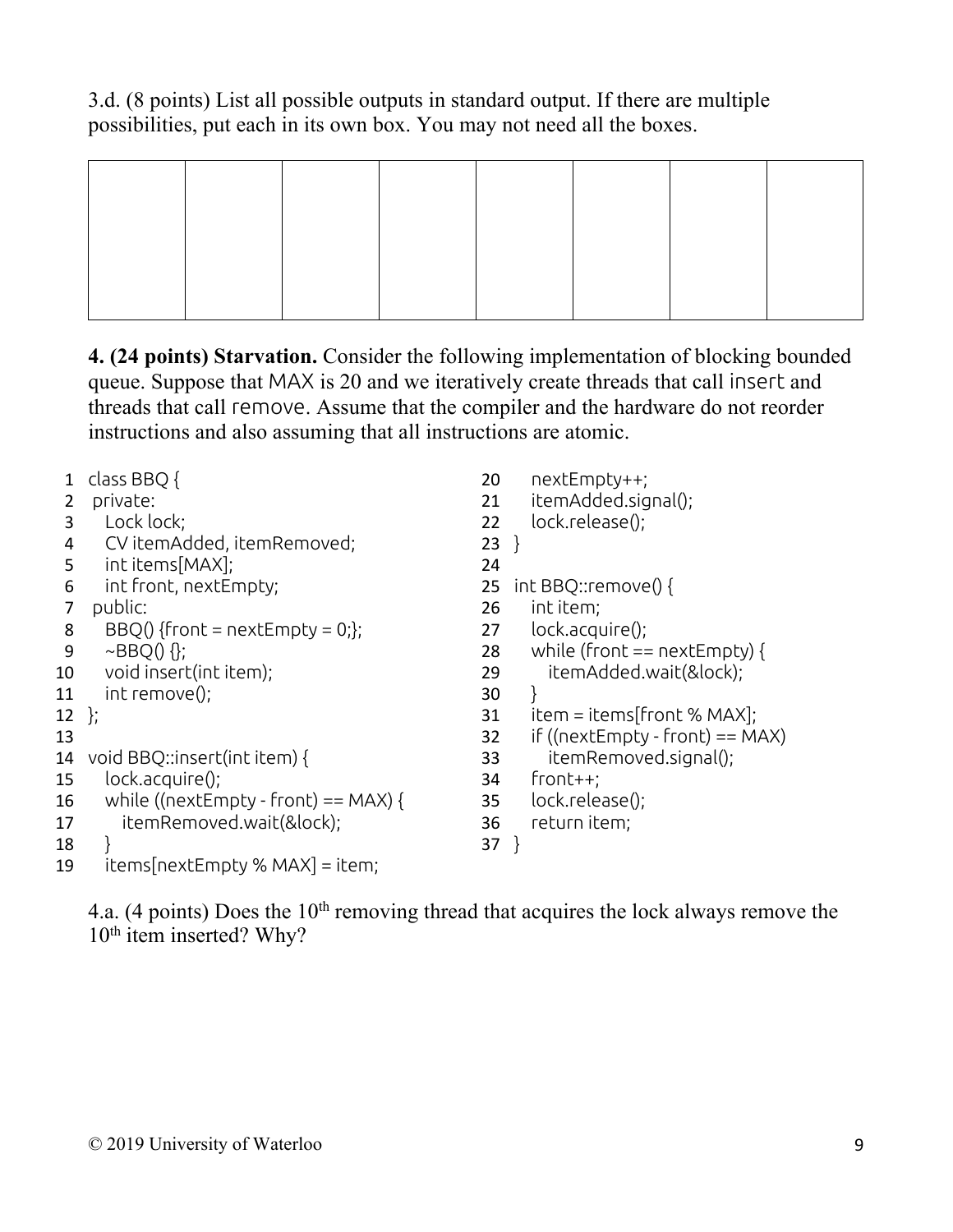3.d. (8 points) List all possible outputs in standard output. If there are multiple possibilities, put each in its own box. You may not need all the boxes.

| | | | | | | | |
|---|---|---|---|---|---|---|---|
| | | | | | | | |

**4. (24 points) Starvation.** Consider the following implementation of blocking bounded queue. Suppose that MAX is 20 and we iteratively create threads that call `insert` and threads that call `remove`. Assume that the compiler and the hardware do not reorder instructions and also assuming that all instructions are atomic.

```
 1  class BBQ {
 2   private:
 3     Lock lock;
 4     CV itemAdded, itemRemoved;
 5     int items[MAX];
 6     int front, nextEmpty;
 7   public:
 8     BBQ() {front = nextEmpty = 0;};
 9     ~BBQ() {};
10     void insert(int item);
11     int remove();
12  };
13
14  void BBQ::insert(int item) {
15     lock.acquire();
16     while ((nextEmpty - front) == MAX) {
17        itemRemoved.wait(&lock);
18     }
19     items[nextEmpty % MAX] = item;
20     nextEmpty++;
21     itemAdded.signal();
22     lock.release();
23  }
24
25  int BBQ::remove() {
26     int item;
27     lock.acquire();
28     while (front == nextEmpty) {
29        itemAdded.wait(&lock);
30     }
31     item = items[front % MAX];
32     if ((nextEmpty - front) == MAX)
33        itemRemoved.signal();
34     front++;
35     lock.release();
36     return item;
37  }
```

4.a. (4 points) Does the 10th removing thread that acquires the lock always remove the 10th item inserted? Why?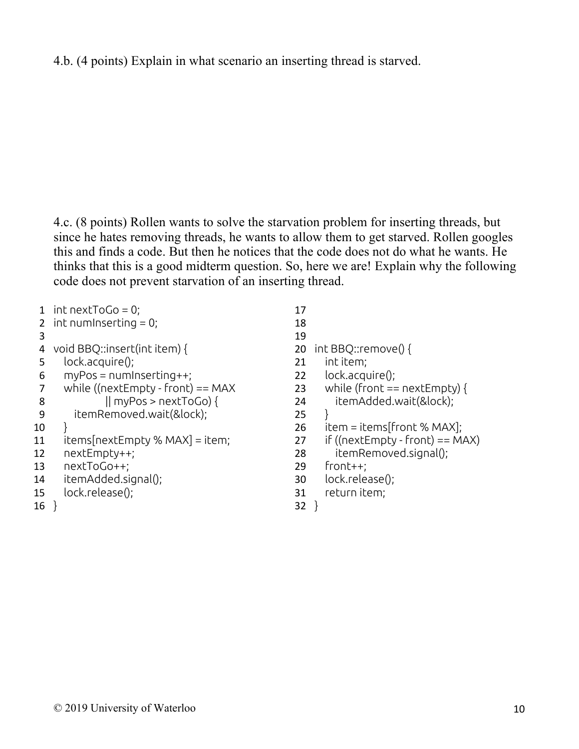4.b. (4 points) Explain in what scenario an inserting thread is starved.

4.c. (8 points) Rollen wants to solve the starvation problem for inserting threads, but since he hates removing threads, he wants to allow them to get starved. Rollen googles this and finds a code. But then he notices that the code does not do what he wants. He thinks that this is a good midterm question. So, here we are! Explain why the following code does not prevent starvation of an inserting thread.

```
1  int nextToGo = 0;
2  int numInserting = 0;
3
4  void BBQ::insert(int item) {
5     lock.acquire();
6     myPos = numInserting++;
7     while ((nextEmpty - front) == MAX
8               || myPos > nextToGo) {
9        itemRemoved.wait(&lock);
10    }
11    items[nextEmpty % MAX] = item;
12    nextEmpty++;
13    nextToGo++;
14    itemAdded.signal();
15    lock.release();
16 }
17
18
19
20 int BBQ::remove() {
21    int item;
22    lock.acquire();
23    while (front == nextEmpty) {
24       itemAdded.wait(&lock);
25    }
26    item = items[front % MAX];
27    if ((nextEmpty - front) == MAX)
28       itemRemoved.signal();
29    front++;
30    lock.release();
31    return item;
32 }
```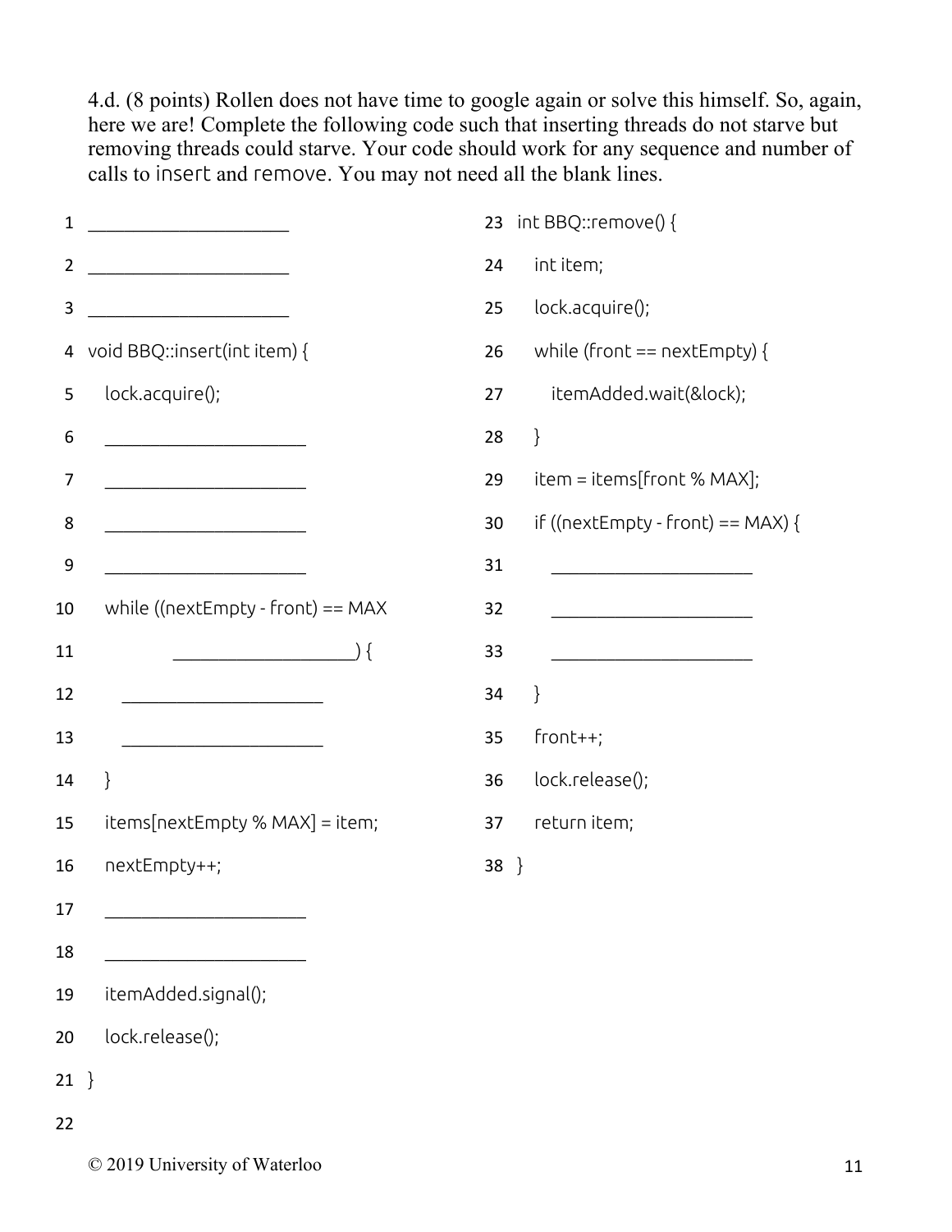4.d. (8 points) Rollen does not have time to google again or solve this himself. So, again, here we are! Complete the following code such that inserting threads do not starve but removing threads could starve. Your code should work for any sequence and number of calls to insert and remove. You may not need all the blank lines.

```
1  ______________________
2  ______________________
3  ______________________
4  void BBQ::insert(int item) {
5    lock.acquire();
6    ______________________
7    ______________________
8    ______________________
9    ______________________
10   while ((nextEmpty - front) == MAX
11              ____________________) {
12     ______________________
13     ______________________
14   }
15   items[nextEmpty % MAX] = item;
16   nextEmpty++;
17   ______________________
18   ______________________
19   itemAdded.signal();
20   lock.release();
21 }
22
23 int BBQ::remove() {
24   int item;
25   lock.acquire();
26   while (front == nextEmpty) {
27     itemAdded.wait(&lock);
28   }
29   item = items[front % MAX];
30   if ((nextEmpty - front) == MAX) {
31     ______________________
32     ______________________
33     ______________________
34   }
35   front++;
36   lock.release();
37   return item;
38 }
```

© 2019 University of Waterloo